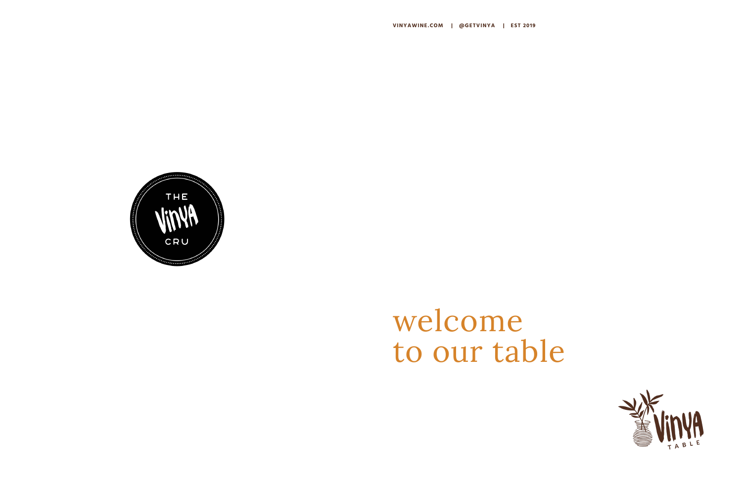VINYAWINE.COM | @GETVINYA | EST 2019

THE VINYA CRU

# welcome to our table

VINYA TABLE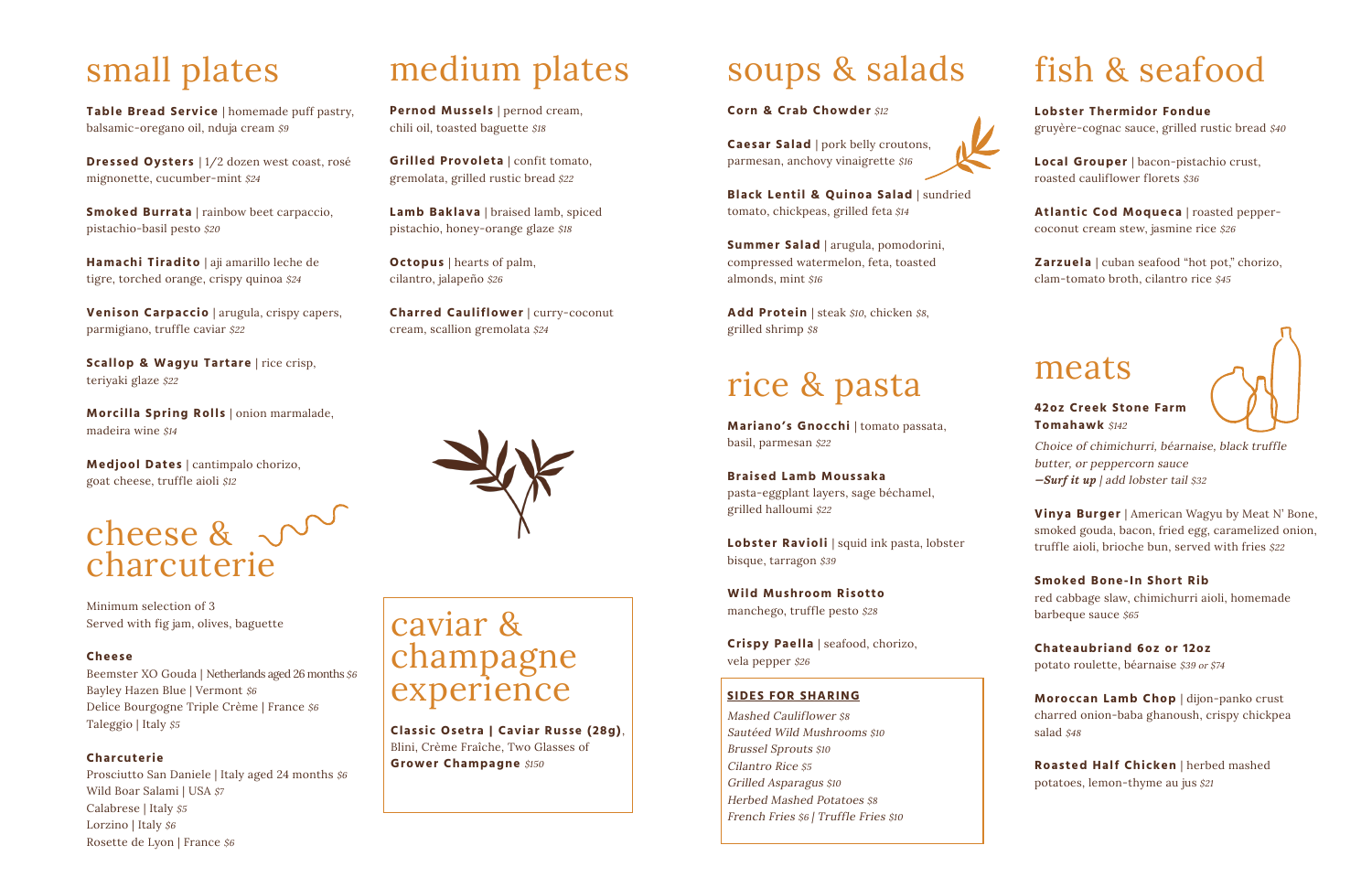## small plates

**Table Bread Service** | homemade puff pastry, balsamic-oregano oil, nduja cream *$9*

**Dressed Oysters** | 1/2 dozen west coast, rosé mignonette, cucumber-mint *$24*

**Smoked Burrata** | rainbow beet carpaccio, pistachio-basil pesto *$20*

**Hamachi Tiradito** | aji amarillo leche de tigre, torched orange, crispy quinoa *$24*

**Venison Carpaccio** | arugula, crispy capers, parmigiano, truffle caviar *$22*

**Scallop & Wagyu Tartare** | rice crisp, teriyaki glaze *$22*

**Morcilla Spring Rolls** | onion marmalade, madeira wine *$14*

**Medjool Dates** | cantimpalo chorizo, goat cheese, truffle aioli *$12*

## cheese & charcuterie

Minimum selection of 3
Served with fig jam, olives, baguette

**Cheese**

Beemster XO Gouda | Netherlands aged 26 months *$6*
Bayley Hazen Blue | Vermont *$6*
Delice Bourgogne Triple Crème | France *$6*
Taleggio | Italy *$5*

**Charcuterie**

Prosciutto San Daniele | Italy aged 24 months *$6*
Wild Boar Salami | USA *$7*
Calabrese | Italy *$5*
Lorzino | Italy *$6*
Rosette de Lyon | France *$6*

## medium plates

**Pernod Mussels** | pernod cream, chili oil, toasted baguette *$18*

**Grilled Provoleta** | confit tomato, gremolata, grilled rustic bread *$22*

**Lamb Baklava** | braised lamb, spiced pistachio, honey-orange glaze *$18*

**Octopus** | hearts of palm, cilantro, jalapeño *$26*

**Charred Cauliflower** | curry-coconut cream, scallion gremolata *$24*

## caviar & champagne experience

**Classic Osetra | Caviar Russe (28g)**, Blini, Crème Fraîche, Two Glasses of **Grower Champagne** *$150*

## soups & salads

**Corn & Crab Chowder** *$12*

**Caesar Salad** | pork belly croutons, parmesan, anchovy vinaigrette *$16*

**Black Lentil & Quinoa Salad** | sundried tomato, chickpeas, grilled feta *$14*

**Summer Salad** | arugula, pomodorini, compressed watermelon, feta, toasted almonds, mint *$16*

**Add Protein** | steak *$10*, chicken *$8*, grilled shrimp *$8*

## rice & pasta

**Mariano's Gnocchi** | tomato passata, basil, parmesan *$22*

**Braised Lamb Moussaka**
pasta-eggplant layers, sage béchamel, grilled halloumi *$22*

**Lobster Ravioli** | squid ink pasta, lobster bisque, tarragon *$39*

**Wild Mushroom Risotto**
manchego, truffle pesto *$28*

**Crispy Paella** | seafood, chorizo, vela pepper *$26*

**SIDES FOR SHARING**

*Mashed Cauliflower $8*
*Sautéed Wild Mushrooms $10*
*Brussel Sprouts $10*
*Cilantro Rice $5*
*Grilled Asparagus $10*
*Herbed Mashed Potatoes $8*
*French Fries $6 | Truffle Fries $10*

## fish & seafood

**Lobster Thermidor Fondue**
gruyère-cognac sauce, grilled rustic bread *$40*

**Local Grouper** | bacon-pistachio crust, roasted cauliflower florets *$36*

**Atlantic Cod Moqueca** | roasted pepper-coconut cream stew, jasmine rice *$26*

**Zarzuela** | cuban seafood "hot pot," chorizo, clam-tomato broth, cilantro rice *$45*

## meats

**42oz Creek Stone Farm Tomahawk** *$142*

*Choice of chimichurri, béarnaise, black truffle butter, or peppercorn sauce*
*—**Surf it up** | add lobster tail $32*

**Vinya Burger** | American Wagyu by Meat N' Bone, smoked gouda, bacon, fried egg, caramelized onion, truffle aioli, brioche bun, served with fries *$22*

**Smoked Bone-In Short Rib**
red cabbage slaw, chimichurri aioli, homemade barbeque sauce *$65*

**Chateaubriand 6oz or 12oz**
potato roulette, béarnaise *$39 or $74*

**Moroccan Lamb Chop** | dijon-panko crust charred onion-baba ghanoush, crispy chickpea salad *$48*

**Roasted Half Chicken** | herbed mashed potatoes, lemon-thyme au jus *$21*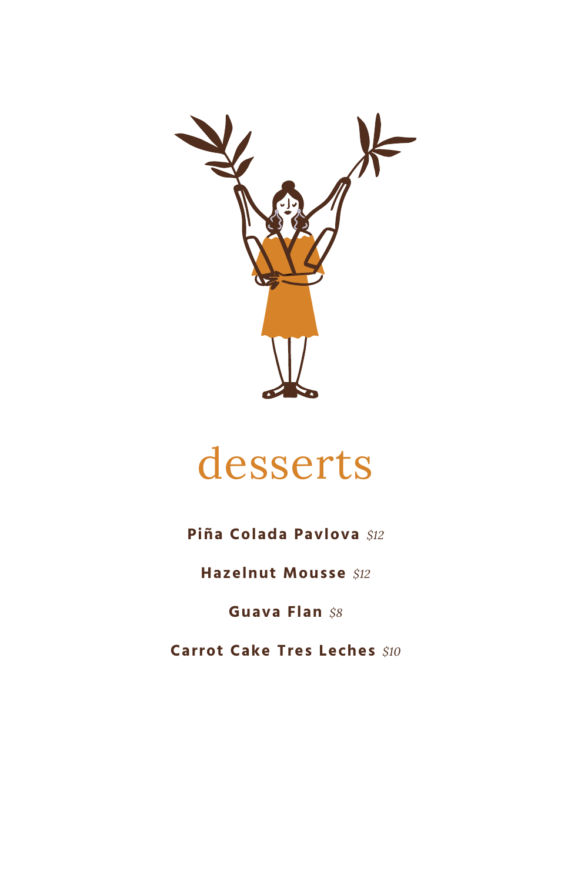# desserts

**Piña Colada Pavlova** *$12*

**Hazelnut Mousse** *$12*

**Guava Flan** *$8*

**Carrot Cake Tres Leches** *$10*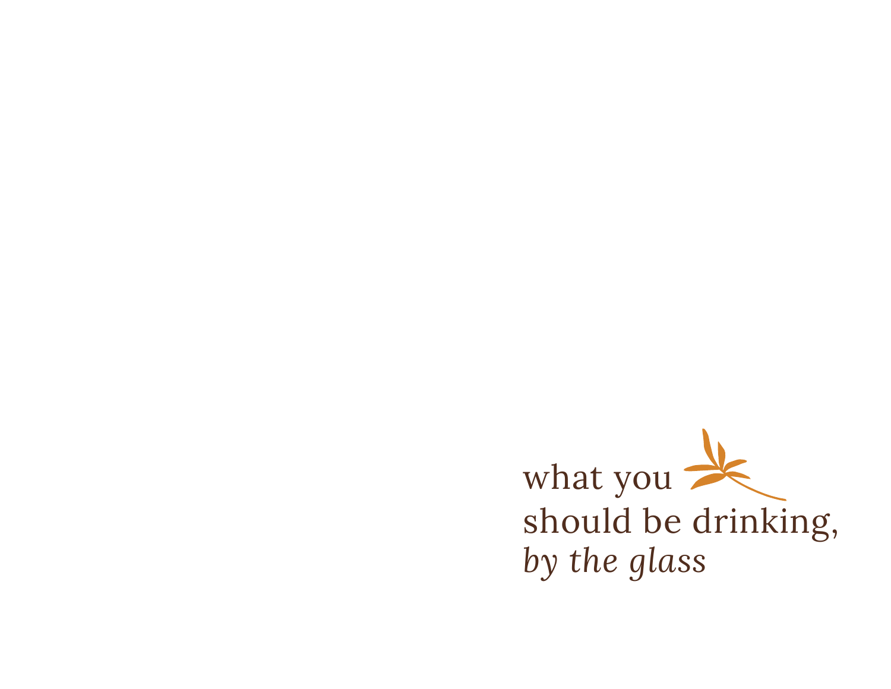what you
should be drinking,
*by the glass*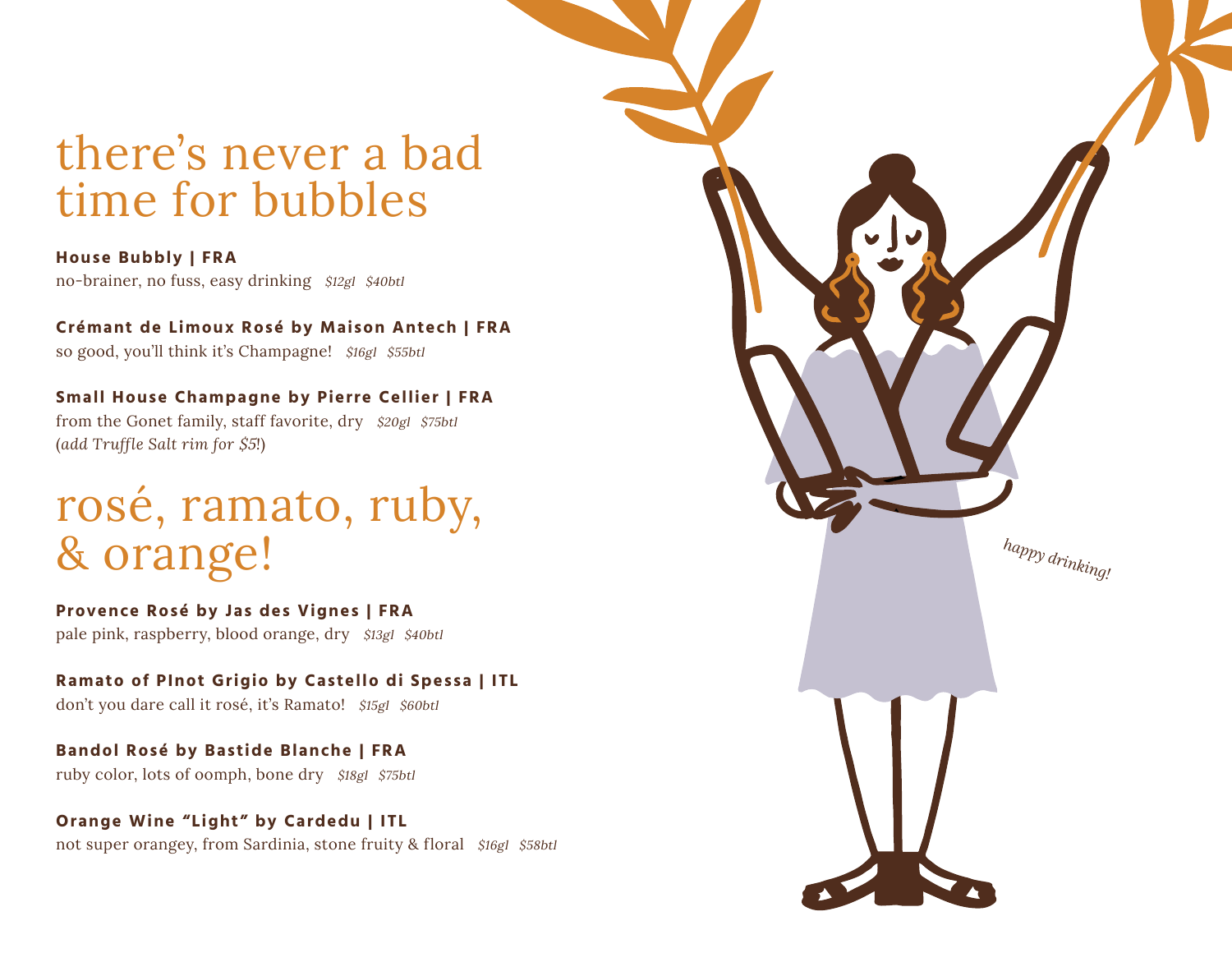# there's never a bad time for bubbles

**House Bubbly | FRA**
no-brainer, no fuss, easy drinking *$12gl $40btl*

**Crémant de Limoux Rosé by Maison Antech | FRA**
so good, you'll think it's Champagne! *$16gl $55btl*

**Small House Champagne by Pierre Cellier | FRA**
from the Gonet family, staff favorite, dry *$20gl $75btl*
(*add Truffle Salt rim for $5*!)

# rosé, ramato, ruby, & orange!

**Provence Rosé by Jas des Vignes | FRA**
pale pink, raspberry, blood orange, dry *$13gl $40btl*

**Ramato of PInot Grigio by Castello di Spessa | ITL**
don't you dare call it rosé, it's Ramato! *$15gl $60btl*

**Bandol Rosé by Bastide Blanche | FRA**
ruby color, lots of oomph, bone dry *$18gl $75btl*

**Orange Wine "Light" by Cardedu | ITL**
not super orangey, from Sardinia, stone fruity & floral *$16gl $58btl*

*happy drinking!*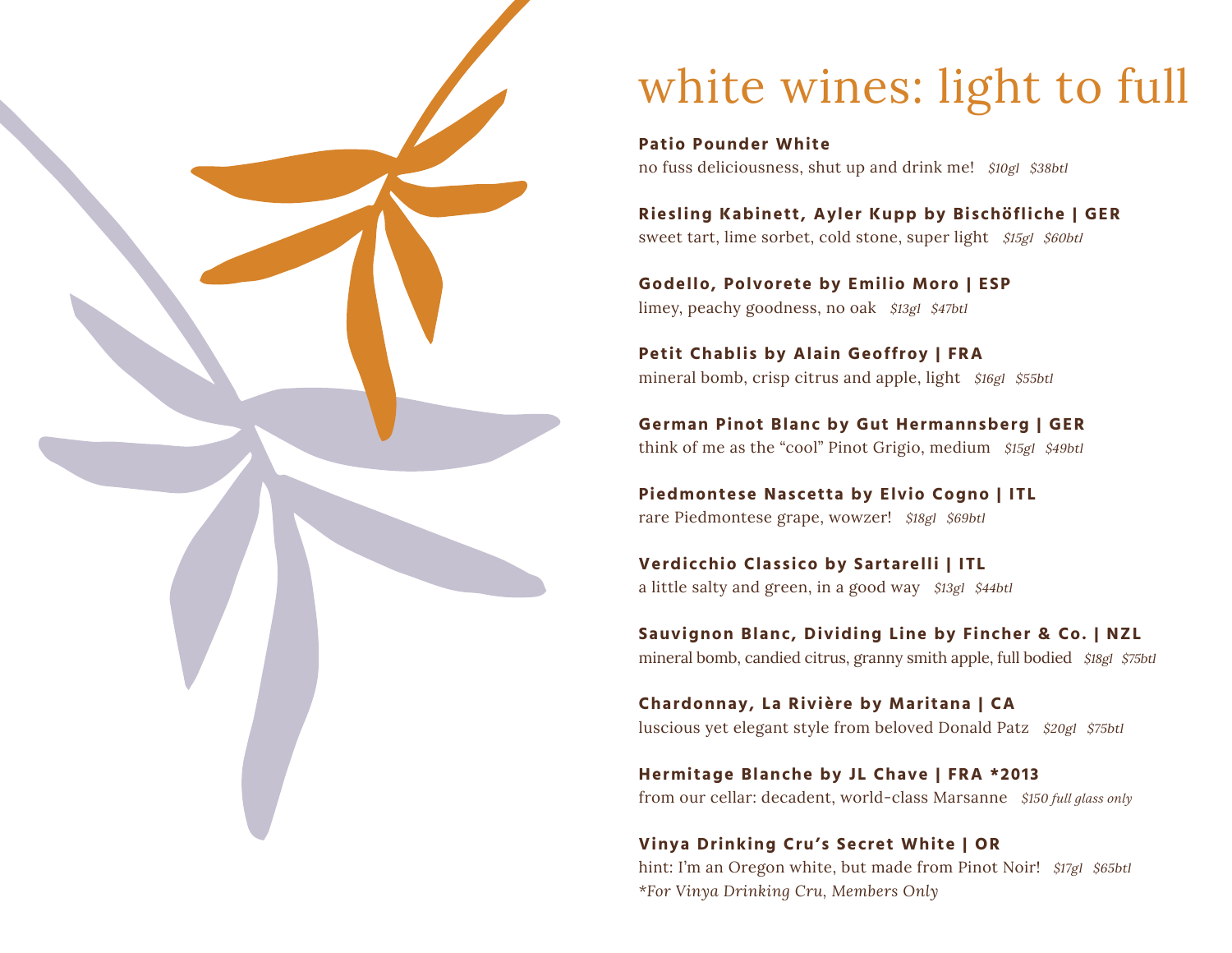# white wines: light to full

**Patio Pounder White**
no fuss deliciousness, shut up and drink me! *$10gl $38btl*

**Riesling Kabinett, Ayler Kupp by Bischöfliche | GER**
sweet tart, lime sorbet, cold stone, super light *$15gl $60btl*

**Godello, Polvorete by Emilio Moro | ESP**
limey, peachy goodness, no oak *$13gl $47btl*

**Petit Chablis by Alain Geoffroy | FRA**
mineral bomb, crisp citrus and apple, light *$16gl $55btl*

**German Pinot Blanc by Gut Hermannsberg | GER**
think of me as the "cool" Pinot Grigio, medium *$15gl $49btl*

**Piedmontese Nascetta by Elvio Cogno | ITL**
rare Piedmontese grape, wowzer! *$18gl $69btl*

**Verdicchio Classico by Sartarelli | ITL**
a little salty and green, in a good way *$13gl $44btl*

**Sauvignon Blanc, Dividing Line by Fincher & Co. | NZL**
mineral bomb, candied citrus, granny smith apple, full bodied *$18gl $75btl*

**Chardonnay, La Rivière by Maritana | CA**
luscious yet elegant style from beloved Donald Patz *$20gl $75btl*

**Hermitage Blanche by JL Chave | FRA *2013**
from our cellar: decadent, world-class Marsanne *$150 full glass only*

**Vinya Drinking Cru's Secret White | OR**
hint: I'm an Oregon white, but made from Pinot Noir! *$17gl $65btl*
*\*For Vinya Drinking Cru, Members Only*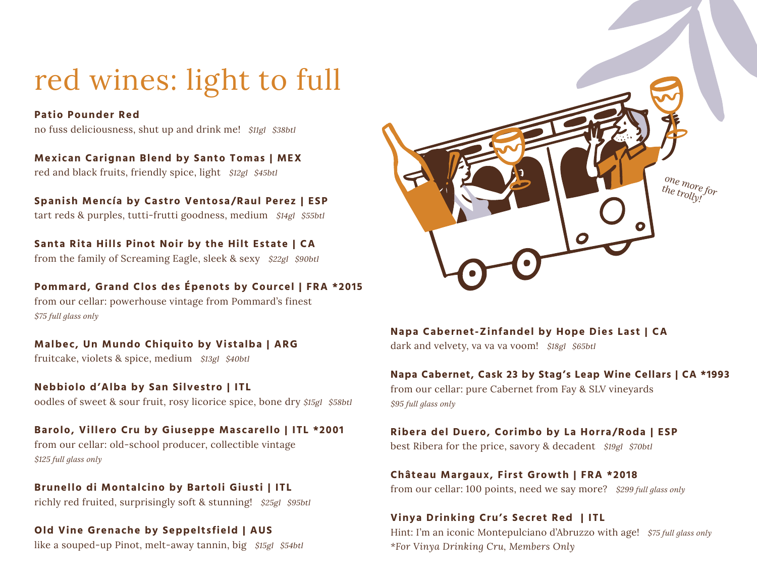# red wines: light to full

**Patio Pounder Red**
no fuss deliciousness, shut up and drink me! *$11gl $38btl*

**Mexican Carignan Blend by Santo Tomas | MEX**
red and black fruits, friendly spice, light *$12gl $45btl*

**Spanish Mencía by Castro Ventosa/Raul Perez | ESP**
tart reds & purples, tutti-frutti goodness, medium *$14gl $55btl*

**Santa Rita Hills Pinot Noir by the Hilt Estate | CA**
from the family of Screaming Eagle, sleek & sexy *$22gl $90btl*

**Pommard, Grand Clos des Épenots by Courcel | FRA *2015**
from our cellar: powerhouse vintage from Pommard's finest
*$75 full glass only*

**Malbec, Un Mundo Chiquito by Vistalba | ARG**
fruitcake, violets & spice, medium *$13gl $40btl*

**Nebbiolo d'Alba by San Silvestro | ITL**
oodles of sweet & sour fruit, rosy licorice spice, bone dry *$15gl $58btl*

**Barolo, Villero Cru by Giuseppe Mascarello | ITL *2001**
from our cellar: old-school producer, collectible vintage
*$125 full glass only*

**Brunello di Montalcino by Bartoli Giusti | ITL**
richly red fruited, surprisingly soft & stunning! *$25gl $95btl*

**Old Vine Grenache by Seppeltsfield | AUS**
like a souped-up Pinot, melt-away tannin, big *$15gl $54btl*

*one more for the trolly!*

**Napa Cabernet-Zinfandel by Hope Dies Last | CA**
dark and velvety, va va va voom! *$18gl $65btl*

**Napa Cabernet, Cask 23 by Stag's Leap Wine Cellars | CA *1993**
from our cellar: pure Cabernet from Fay & SLV vineyards
*$95 full glass only*

**Ribera del Duero, Corimbo by La Horra/Roda | ESP**
best Ribera for the price, savory & decadent *$19gl $70btl*

**Château Margaux, First Growth | FRA *2018**
from our cellar: 100 points, need we say more? *$299 full glass only*

**Vinya Drinking Cru's Secret Red | ITL**
Hint: I'm an iconic Montepulciano d'Abruzzo with age! *$75 full glass only*
*\*For Vinya Drinking Cru, Members Only*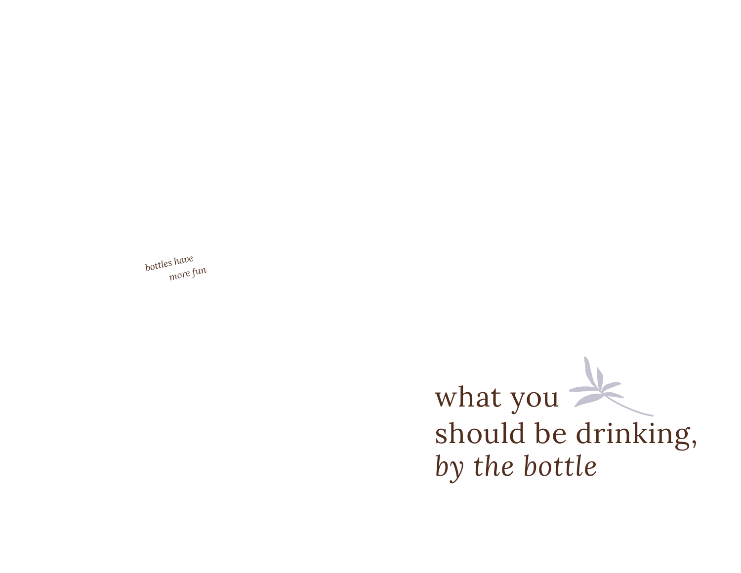*bottles have more fun*

# what you should be drinking, *by the bottle*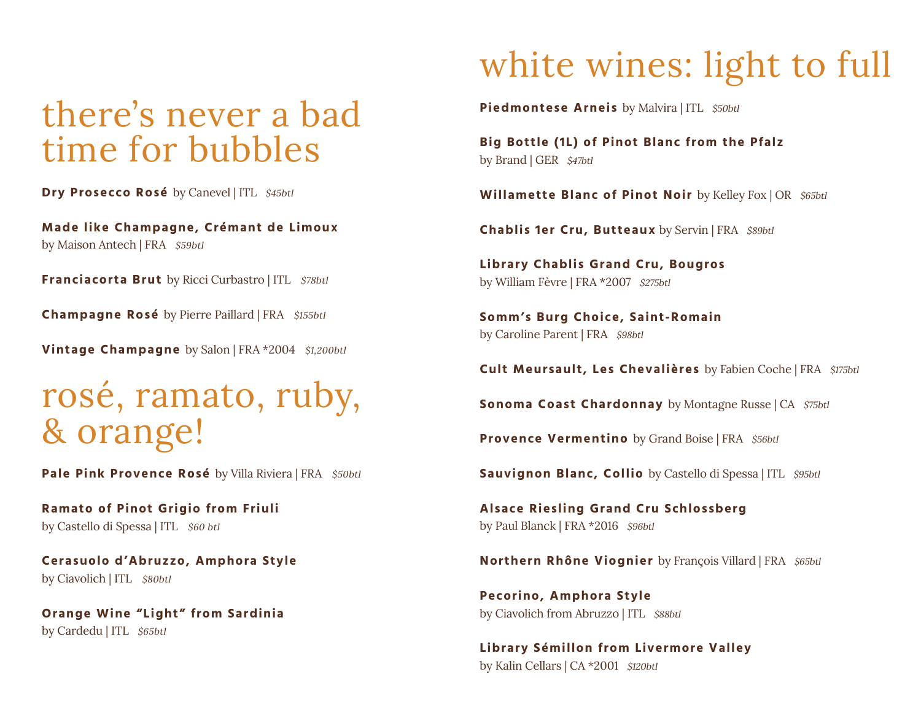# there's never a bad time for bubbles

**Dry Prosecco Rosé** by Canevel | ITL *$45btl*

**Made like Champagne, Crémant de Limoux**
by Maison Antech | FRA *$59btl*

**Franciacorta Brut** by Ricci Curbastro | ITL *$78btl*

**Champagne Rosé** by Pierre Paillard | FRA *$155btl*

**Vintage Champagne** by Salon | FRA *2004 *$1,200btl*

# rosé, ramato, ruby, & orange!

**Pale Pink Provence Rosé** by Villa Riviera | FRA *$50btl*

**Ramato of Pinot Grigio from Friuli**
by Castello di Spessa | ITL *$60 btl*

**Cerasuolo d'Abruzzo, Amphora Style**
by Ciavolich | ITL *$80btl*

**Orange Wine "Light" from Sardinia**
by Cardedu | ITL *$65btl*

# white wines: light to full

**Piedmontese Arneis** by Malvira | ITL *$50btl*

**Big Bottle (1L) of Pinot Blanc from the Pfalz**
by Brand | GER *$47btl*

**Willamette Blanc of Pinot Noir** by Kelley Fox | OR *$65btl*

**Chablis 1er Cru, Butteaux** by Servin | FRA *$89btl*

**Library Chablis Grand Cru, Bougros**
by William Fèvre | FRA *2007 *$275btl*

**Somm's Burg Choice, Saint-Romain**
by Caroline Parent | FRA *$98btl*

**Cult Meursault, Les Chevalières** by Fabien Coche | FRA *$175btl*

**Sonoma Coast Chardonnay** by Montagne Russe | CA *$75btl*

**Provence Vermentino** by Grand Boise | FRA *$56btl*

**Sauvignon Blanc, Collio** by Castello di Spessa | ITL *$95btl*

**Alsace Riesling Grand Cru Schlossberg**
by Paul Blanck | FRA *2016 *$96btl*

**Northern Rhône Viognier** by François Villard | FRA *$65btl*

**Pecorino, Amphora Style**
by Ciavolich from Abruzzo | ITL *$88btl*

**Library Sémillon from Livermore Valley**
by Kalin Cellars | CA *2001 *$120btl*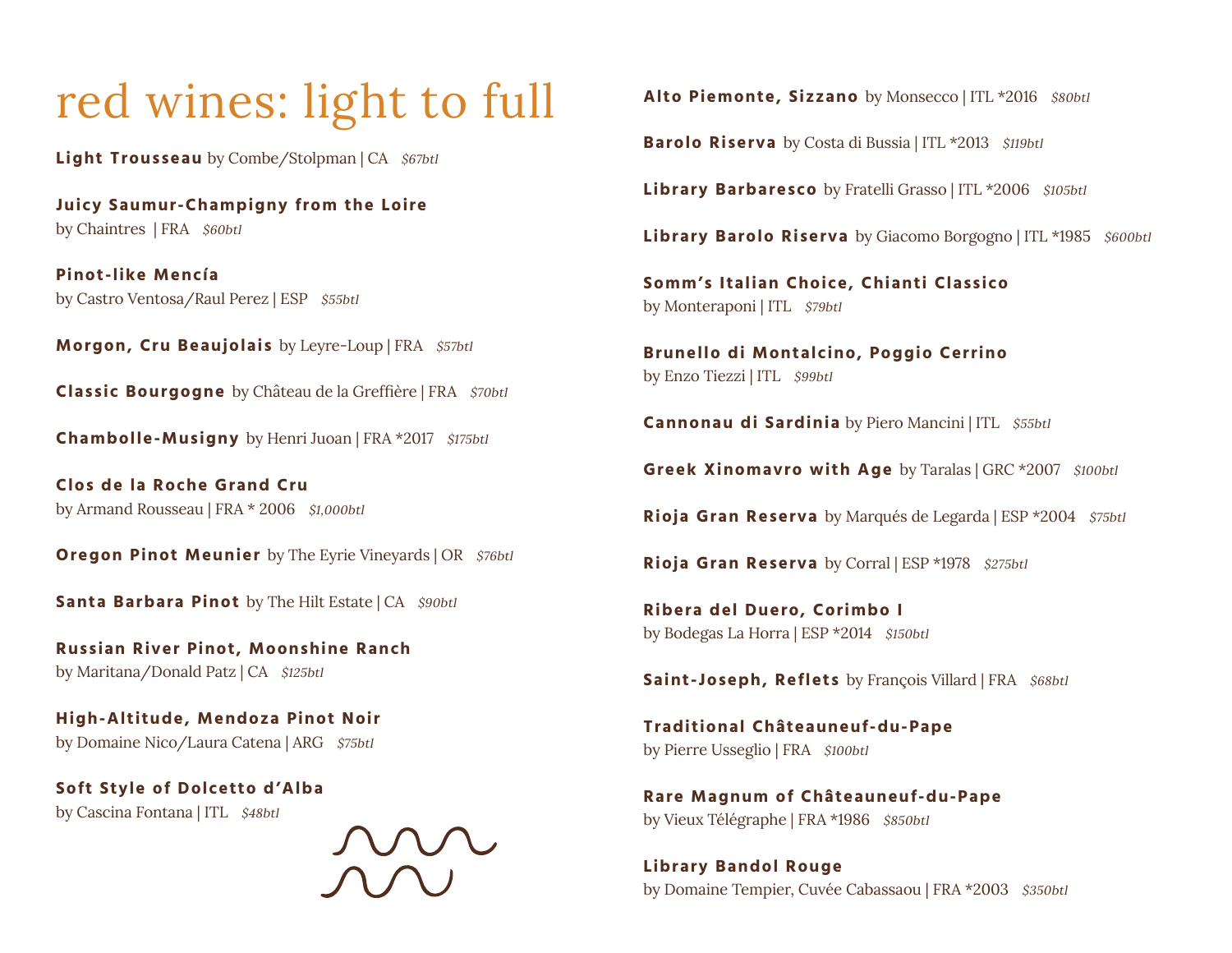# red wines: light to full

**Light Trousseau** by Combe/Stolpman | CA *$67btl*

**Juicy Saumur-Champigny from the Loire**
by Chaintres | FRA *$60btl*

**Pinot-like Mencía**
by Castro Ventosa/Raul Perez | ESP *$55btl*

**Morgon, Cru Beaujolais** by Leyre-Loup | FRA *$57btl*

**Classic Bourgogne** by Château de la Greffière | FRA *$70btl*

**Chambolle-Musigny** by Henri Juoan | FRA *2017 *$175btl*

**Clos de la Roche Grand Cru**
by Armand Rousseau | FRA * 2006 *$1,000btl*

**Oregon Pinot Meunier** by The Eyrie Vineyards | OR *$76btl*

**Santa Barbara Pinot** by The Hilt Estate | CA *$90btl*

**Russian River Pinot, Moonshine Ranch**
by Maritana/Donald Patz | CA *$125btl*

**High-Altitude, Mendoza Pinot Noir**
by Domaine Nico/Laura Catena | ARG *$75btl*

**Soft Style of Dolcetto d'Alba**
by Cascina Fontana | ITL *$48btl*

**Alto Piemonte, Sizzano** by Monsecco | ITL *2016 *$80btl*

**Barolo Riserva** by Costa di Bussia | ITL *2013 *$119btl*

**Library Barbaresco** by Fratelli Grasso | ITL *2006 *$105btl*

**Library Barolo Riserva** by Giacomo Borgogno | ITL *1985 *$600btl*

**Somm's Italian Choice, Chianti Classico**
by Monteraponi | ITL *$79btl*

**Brunello di Montalcino, Poggio Cerrino**
by Enzo Tiezzi | ITL *$99btl*

**Cannonau di Sardinia** by Piero Mancini | ITL *$55btl*

**Greek Xinomavro with Age** by Taralas | GRC *2007 *$100btl*

**Rioja Gran Reserva** by Marqués de Legarda | ESP *2004 *$75btl*

**Rioja Gran Reserva** by Corral | ESP *1978 *$275btl*

**Ribera del Duero, Corimbo I**
by Bodegas La Horra | ESP *2014 *$150btl*

**Saint-Joseph, Reflets** by François Villard | FRA *$68btl*

**Traditional Châteauneuf-du-Pape**
by Pierre Usseglio | FRA *$100btl*

**Rare Magnum of Châteauneuf-du-Pape**
by Vieux Télégraphe | FRA *1986 *$850btl*

**Library Bandol Rouge**
by Domaine Tempier, Cuvée Cabassaou | FRA *2003 *$350btl*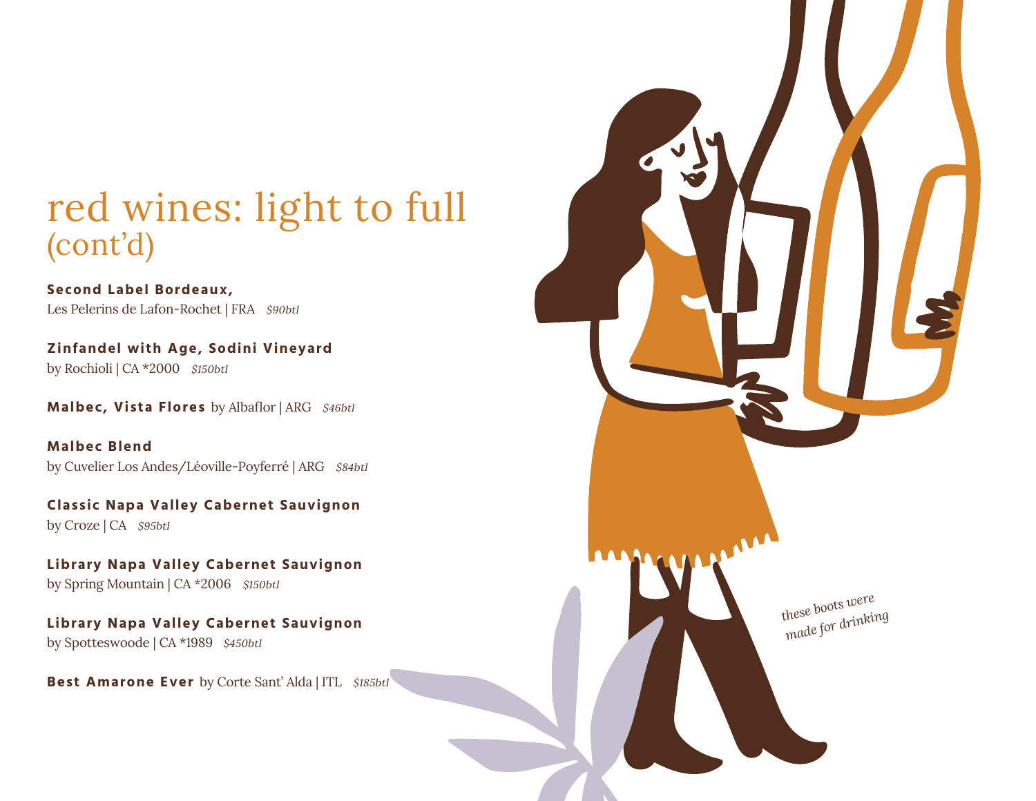# red wines: light to full (cont'd)

**Second Label Bordeaux,**
Les Pelerins de Lafon-Rochet | FRA *$90btl*

**Zinfandel with Age, Sodini Vineyard**
by Rochioli | CA *2000 *$150btl*

**Malbec, Vista Flores** by Albaflor | ARG *$46btl*

**Malbec Blend**
by Cuvelier Los Andes/Léoville-Poyferré | ARG *$84btl*

**Classic Napa Valley Cabernet Sauvignon**
by Croze | CA *$95btl*

**Library Napa Valley Cabernet Sauvignon**
by Spring Mountain | CA *2006 *$150btl*

**Library Napa Valley Cabernet Sauvignon**
by Spotteswoode | CA *1989 *$450btl*

**Best Amarone Ever** by Corte Sant' Alda | ITL *$185btl*

*these boots were made for drinking*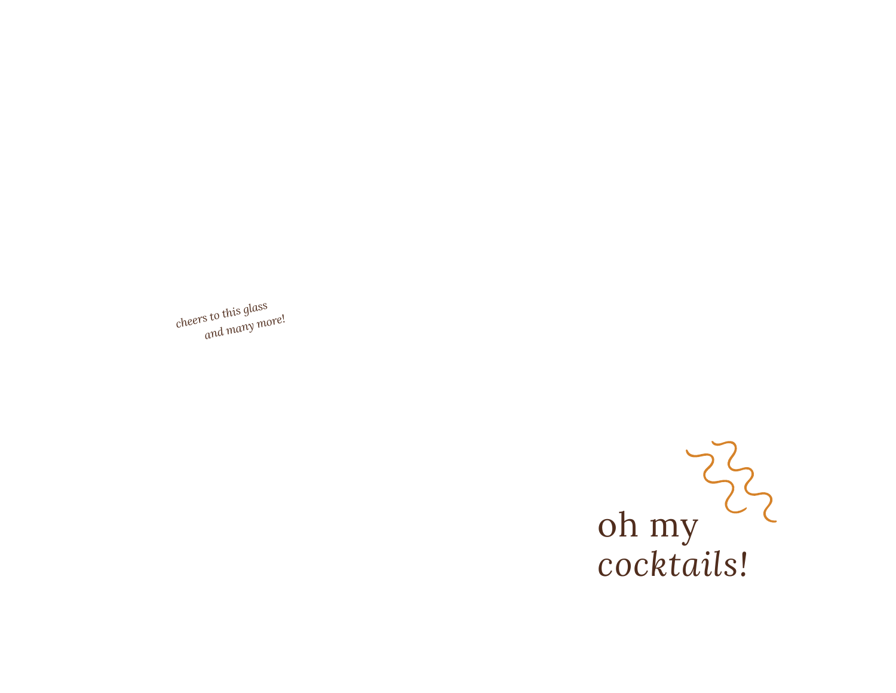*cheers to this glass*
*and many more!*

oh my
*cocktails!*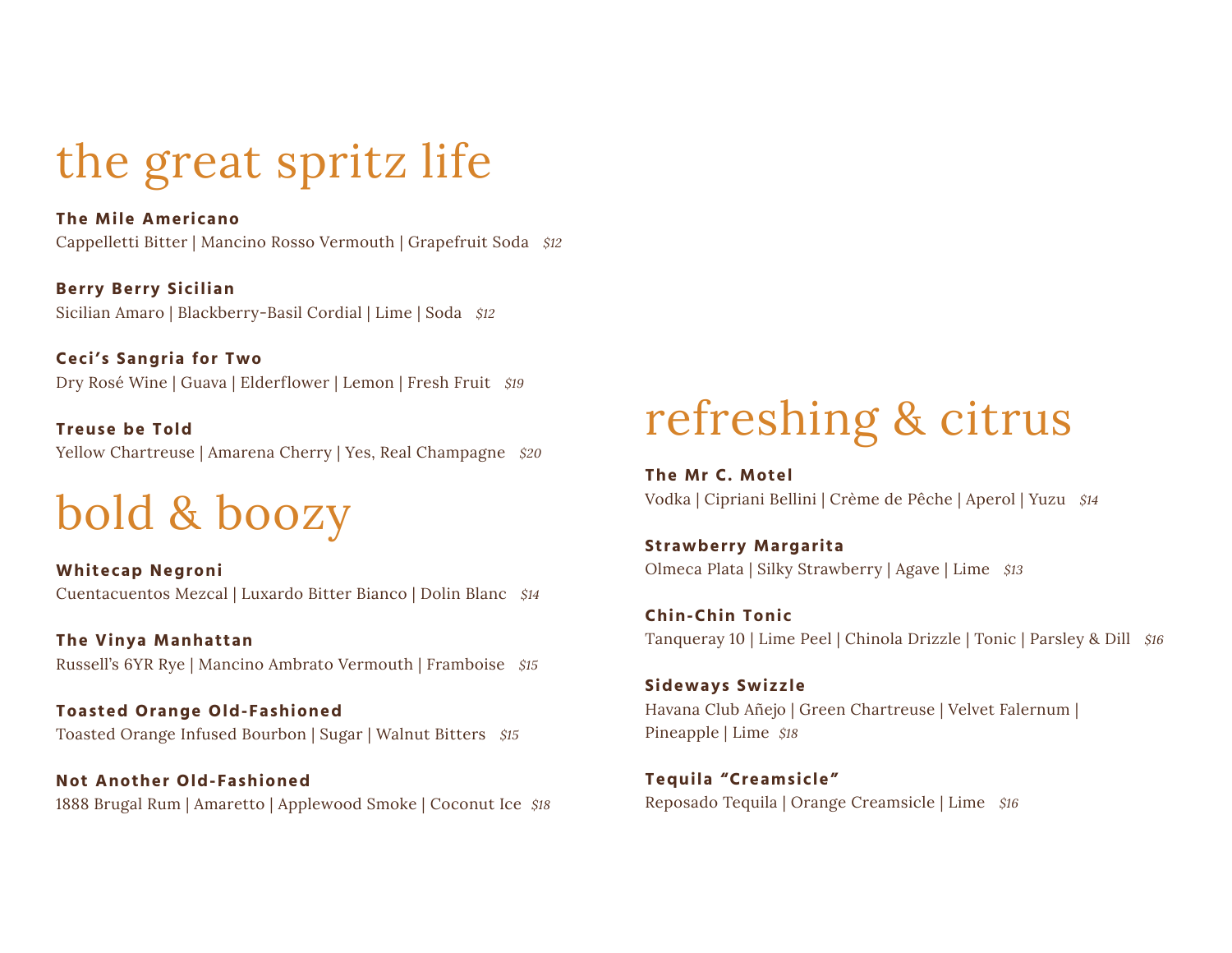# the great spritz life

**The Mile Americano**
Cappelletti Bitter | Mancino Rosso Vermouth | Grapefruit Soda *$12*

**Berry Berry Sicilian**
Sicilian Amaro | Blackberry-Basil Cordial | Lime | Soda *$12*

**Ceci's Sangria for Two**
Dry Rosé Wine | Guava | Elderflower | Lemon | Fresh Fruit *$19*

**Treuse be Told**
Yellow Chartreuse | Amarena Cherry | Yes, Real Champagne *$20*

# bold & boozy

**Whitecap Negroni**
Cuentacuentos Mezcal | Luxardo Bitter Bianco | Dolin Blanc *$14*

**The Vinya Manhattan**
Russell's 6YR Rye | Mancino Ambrato Vermouth | Framboise *$15*

**Toasted Orange Old-Fashioned**
Toasted Orange Infused Bourbon | Sugar | Walnut Bitters *$15*

**Not Another Old-Fashioned**
1888 Brugal Rum | Amaretto | Applewood Smoke | Coconut Ice *$18*

# refreshing & citrus

**The Mr C. Motel**
Vodka | Cipriani Bellini | Crème de Pêche | Aperol | Yuzu *$14*

**Strawberry Margarita**
Olmeca Plata | Silky Strawberry | Agave | Lime *$13*

**Chin-Chin Tonic**
Tanqueray 10 | Lime Peel | Chinola Drizzle | Tonic | Parsley & Dill *$16*

**Sideways Swizzle**
Havana Club Añejo | Green Chartreuse | Velvet Falernum | Pineapple | Lime *$18*

**Tequila "Creamsicle"**
Reposado Tequila | Orange Creamsicle | Lime *$16*